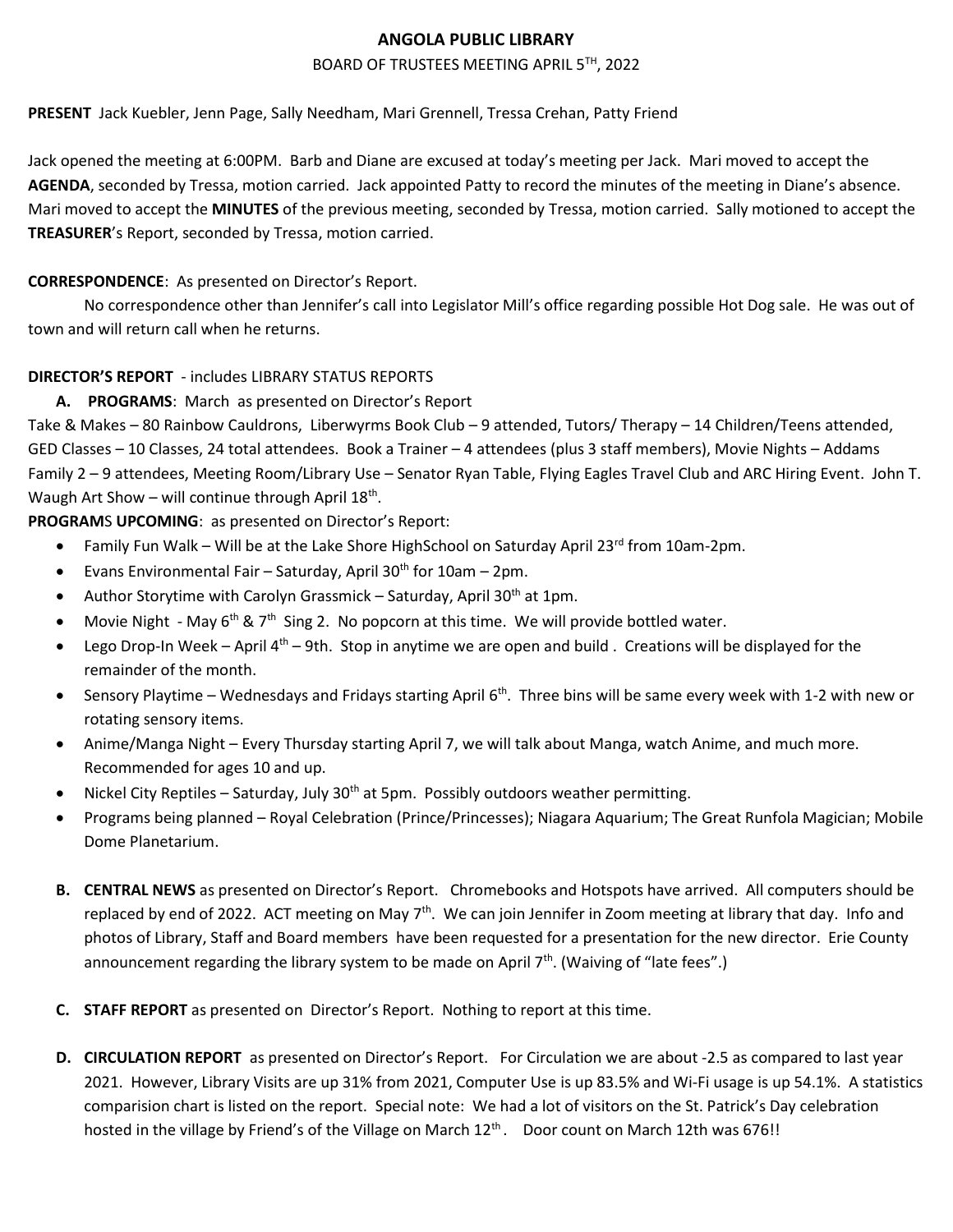# ANGOLA PUBLIC LIBRARY

BOARD OF TRUSTEES MEETING APRIL 5TH, 2022

**PRESENT** Jack Kuebler, Jenn Page, Sally Needham, Mari Grennell, Tressa Crehan, Patty Friend

Jack opened the meeting at 6:00PM. Barb and Diane are excused at today's meeting per Jack. Mari moved to accept the **AGENDA**, seconded by Tressa, motion carried. Jack appointed Patty to record the minutes of the meeting in Diane's absence. Mari moved to accept the **MINUTES** of the previous meeting, seconded by Tressa, motion carried. Sally motioned to accept the **TREASURER**'s Report, seconded by Tressa, motion carried.

**CORRESPONDENCE**: As presented on Director's Report.

No correspondence other than Jennifer's call into Legislator Mill's office regarding possible Hot Dog sale. He was out of town and will return call when he returns.

**DIRECTOR'S REPORT** - includes LIBRARY STATUS REPORTS

**A. PROGRAMS**: March as presented on Director's Report

Take & Makes – 80 Rainbow Cauldrons, Liberwyrms Book Club – 9 attended, Tutors/ Therapy – 14 Children/Teens attended, GED Classes – 10 Classes, 24 total attendees. Book a Trainer – 4 attendees (plus 3 staff members), Movie Nights – Addams Family 2 – 9 attendees, Meeting Room/Library Use – Senator Ryan Table, Flying Eagles Travel Club and ARC Hiring Event. John T. Waugh Art Show – will continue through April 18th.

**PROGRAMS UPCOMING**: as presented on Director's Report:

- Family Fun Walk – Will be at the Lake Shore HighSchool on Saturday April 23rd from 10am-2pm.
- Evans Environmental Fair – Saturday, April 30th for 10am – 2pm.
- Author Storytime with Carolyn Grassmick – Saturday, April 30th at 1pm.
- Movie Night - May 6th & 7th Sing 2. No popcorn at this time. We will provide bottled water.
- Lego Drop-In Week – April 4th – 9th. Stop in anytime we are open and build . Creations will be displayed for the remainder of the month.
- Sensory Playtime – Wednesdays and Fridays starting April 6th. Three bins will be same every week with 1-2 with new or rotating sensory items.
- Anime/Manga Night – Every Thursday starting April 7, we will talk about Manga, watch Anime, and much more. Recommended for ages 10 and up.
- Nickel City Reptiles – Saturday, July 30th at 5pm. Possibly outdoors weather permitting.
- Programs being planned – Royal Celebration (Prince/Princesses); Niagara Aquarium; The Great Runfola Magician; Mobile Dome Planetarium.

**B. CENTRAL NEWS** as presented on Director's Report. Chromebooks and Hotspots have arrived. All computers should be replaced by end of 2022. ACT meeting on May 7th. We can join Jennifer in Zoom meeting at library that day. Info and photos of Library, Staff and Board members have been requested for a presentation for the new director. Erie County announcement regarding the library system to be made on April 7th. (Waiving of "late fees".)

**C. STAFF REPORT** as presented on Director's Report. Nothing to report at this time.

**D. CIRCULATION REPORT** as presented on Director's Report. For Circulation we are about -2.5 as compared to last year 2021. However, Library Visits are up 31% from 2021, Computer Use is up 83.5% and Wi-Fi usage is up 54.1%. A statistics comparision chart is listed on the report. Special note: We had a lot of visitors on the St. Patrick's Day celebration hosted in the village by Friend's of the Village on March 12th. Door count on March 12th was 676!!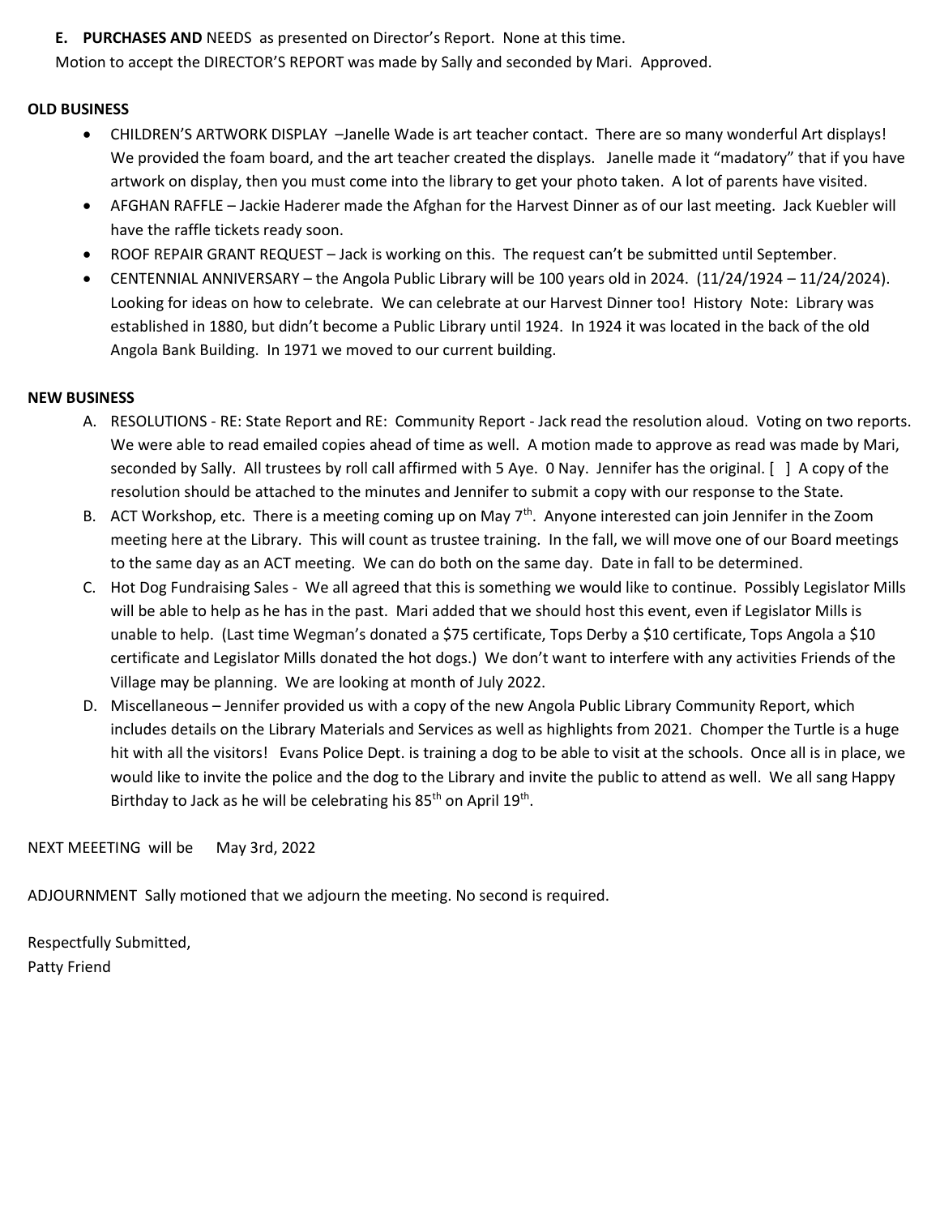**E. PURCHASES AND** NEEDS as presented on Director's Report. None at this time.

Motion to accept the DIRECTOR'S REPORT was made by Sally and seconded by Mari. Approved.

**OLD BUSINESS**

- CHILDREN'S ARTWORK DISPLAY –Janelle Wade is art teacher contact. There are so many wonderful Art displays! We provided the foam board, and the art teacher created the displays. Janelle made it "madatory" that if you have artwork on display, then you must come into the library to get your photo taken. A lot of parents have visited.
- AFGHAN RAFFLE – Jackie Haderer made the Afghan for the Harvest Dinner as of our last meeting. Jack Kuebler will have the raffle tickets ready soon.
- ROOF REPAIR GRANT REQUEST – Jack is working on this. The request can't be submitted until September.
- CENTENNIAL ANNIVERSARY – the Angola Public Library will be 100 years old in 2024. (11/24/1924 – 11/24/2024). Looking for ideas on how to celebrate. We can celebrate at our Harvest Dinner too! History Note: Library was established in 1880, but didn't become a Public Library until 1924. In 1924 it was located in the back of the old Angola Bank Building. In 1971 we moved to our current building.

**NEW BUSINESS**

A. RESOLUTIONS - RE: State Report and RE: Community Report - Jack read the resolution aloud. Voting on two reports. We were able to read emailed copies ahead of time as well. A motion made to approve as read was made by Mari, seconded by Sally. All trustees by roll call affirmed with 5 Aye. 0 Nay. Jennifer has the original. [ ] A copy of the resolution should be attached to the minutes and Jennifer to submit a copy with our response to the State.

B. ACT Workshop, etc. There is a meeting coming up on May 7th. Anyone interested can join Jennifer in the Zoom meeting here at the Library. This will count as trustee training. In the fall, we will move one of our Board meetings to the same day as an ACT meeting. We can do both on the same day. Date in fall to be determined.

C. Hot Dog Fundraising Sales - We all agreed that this is something we would like to continue. Possibly Legislator Mills will be able to help as he has in the past. Mari added that we should host this event, even if Legislator Mills is unable to help. (Last time Wegman's donated a $75 certificate, Tops Derby a $10 certificate, Tops Angola a $10 certificate and Legislator Mills donated the hot dogs.) We don't want to interfere with any activities Friends of the Village may be planning. We are looking at month of July 2022.

D. Miscellaneous – Jennifer provided us with a copy of the new Angola Public Library Community Report, which includes details on the Library Materials and Services as well as highlights from 2021. Chomper the Turtle is a huge hit with all the visitors! Evans Police Dept. is training a dog to be able to visit at the schools. Once all is in place, we would like to invite the police and the dog to the Library and invite the public to attend as well. We all sang Happy Birthday to Jack as he will be celebrating his 85th on April 19th.

NEXT MEEETING will be May 3rd, 2022

ADJOURNMENT Sally motioned that we adjourn the meeting. No second is required.

Respectfully Submitted,
Patty Friend